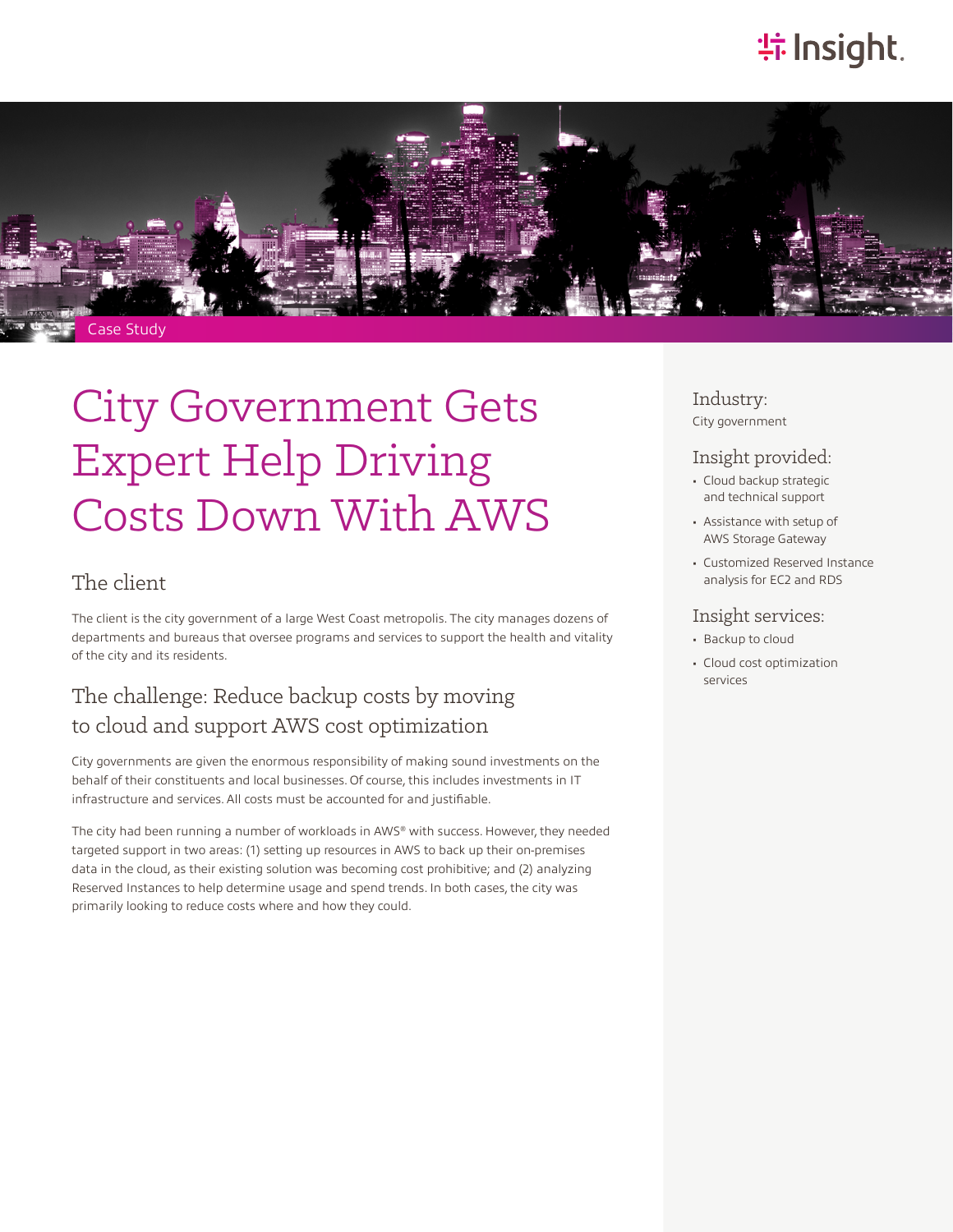Case Study

# City Government Gets Expert Help Driving Costs Down With AWS

## The client

The client is the city government of a large West Coast metropolis. The city manages dozens of departments and bureaus that oversee programs and services to support the health and vitality of the city and its residents.

## The challenge: Reduce backup costs by moving to cloud and support AWS cost optimization

City governments are given the enormous responsibility of making sound investments on the behalf of their constituents and local businesses. Of course, this includes investments in IT infrastructure and services. All costs must be accounted for and justifiable.

The city had been running a number of workloads in AWS® with success. However, they needed targeted support in two areas: (1) setting up resources in AWS to back up their on-premises data in the cloud, as their existing solution was becoming cost prohibitive; and (2) analyzing Reserved Instances to help determine usage and spend trends. In both cases, the city was primarily looking to reduce costs where and how they could.

### Industry:

City government

### Insight provided:

- Cloud backup strategic and technical support
- Assistance with setup of AWS Storage Gateway
- Customized Reserved Instance analysis for EC2 and RDS

### Insight services:

- Backup to cloud
- Cloud cost optimization services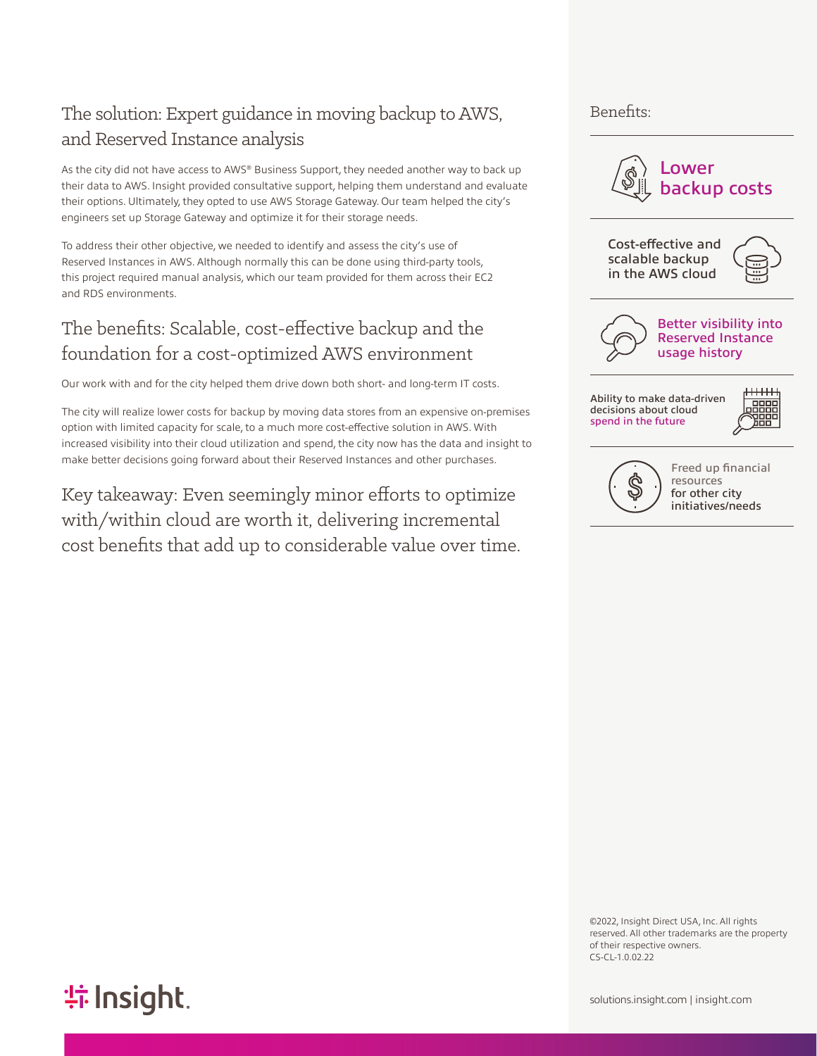## The solution: Expert guidance in moving backup to AWS, and Reserved Instance analysis

As the city did not have access to AWS® Business Support, they needed another way to back up their data to AWS. Insight provided consultative support, helping them understand and evaluate their options. Ultimately, they opted to use AWS Storage Gateway. Our team helped the city's engineers set up Storage Gateway and optimize it for their storage needs.

To address their other objective, we needed to identify and assess the city's use of Reserved Instances in AWS. Although normally this can be done using third-party tools, this project required manual analysis, which our team provided for them across their EC2 and RDS environments.

## The benefits: Scalable, cost-effective backup and the foundation for a cost-optimized AWS environment

Our work with and for the city helped them drive down both short- and long-term IT costs.

The city will realize lower costs for backup by moving data stores from an expensive on-premises option with limited capacity for scale, to a much more cost-effective solution in AWS. With increased visibility into their cloud utilization and spend, the city now has the data and insight to make better decisions going forward about their Reserved Instances and other purchases.

## Key takeaway: Even seemingly minor efforts to optimize with/within cloud are worth it, delivering incremental cost benefits that add up to considerable value over time.

### Benefits:

- Lower backup costs
- Cost-effective and scalable backup in the AWS cloud
- Better visibility into Reserved Instance usage history
- Ability to make data-driven decisions about cloud spend in the future
- Freed up financial resources for other city initiatives/needs

©2022, Insight Direct USA, Inc. All rights reserved. All other trademarks are the property of their respective owners.
CS-CL-1.0.02.22

Insight.

solutions.insight.com | insight.com